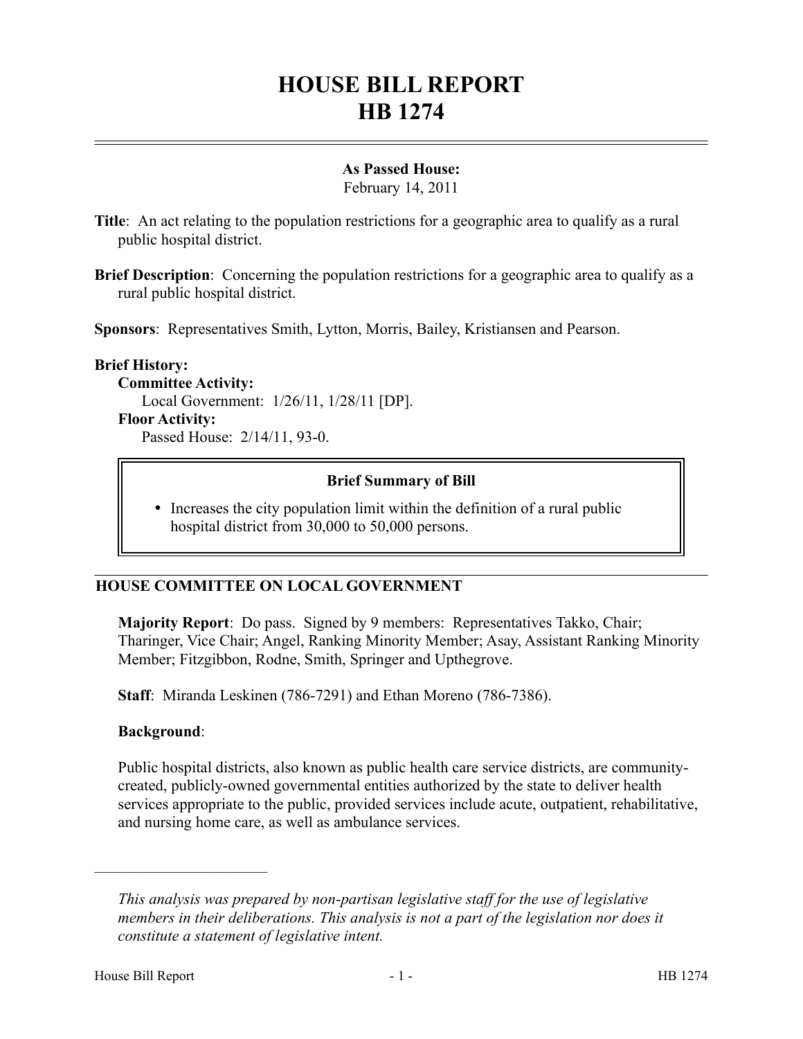# HOUSE BILL REPORT
# HB 1274

**As Passed House:**
February 14, 2011

**Title**: An act relating to the population restrictions for a geographic area to qualify as a rural public hospital district.

**Brief Description**: Concerning the population restrictions for a geographic area to qualify as a rural public hospital district.

**Sponsors**: Representatives Smith, Lytton, Morris, Bailey, Kristiansen and Pearson.

**Brief History:**

**Committee Activity:**
Local Government: 1/26/11, 1/28/11 [DP].

**Floor Activity:**
Passed House: 2/14/11, 93-0.

**Brief Summary of Bill**

- Increases the city population limit within the definition of a rural public hospital district from 30,000 to 50,000 persons.

## HOUSE COMMITTEE ON LOCAL GOVERNMENT

**Majority Report**: Do pass. Signed by 9 members: Representatives Takko, Chair; Tharinger, Vice Chair; Angel, Ranking Minority Member; Asay, Assistant Ranking Minority Member; Fitzgibbon, Rodne, Smith, Springer and Upthegrove.

**Staff**: Miranda Leskinen (786-7291) and Ethan Moreno (786-7386).

**Background**:

Public hospital districts, also known as public health care service districts, are community-created, publicly-owned governmental entities authorized by the state to deliver health services appropriate to the public, provided services include acute, outpatient, rehabilitative, and nursing home care, as well as ambulance services.

---

*This analysis was prepared by non-partisan legislative staff for the use of legislative members in their deliberations. This analysis is not a part of the legislation nor does it constitute a statement of legislative intent.*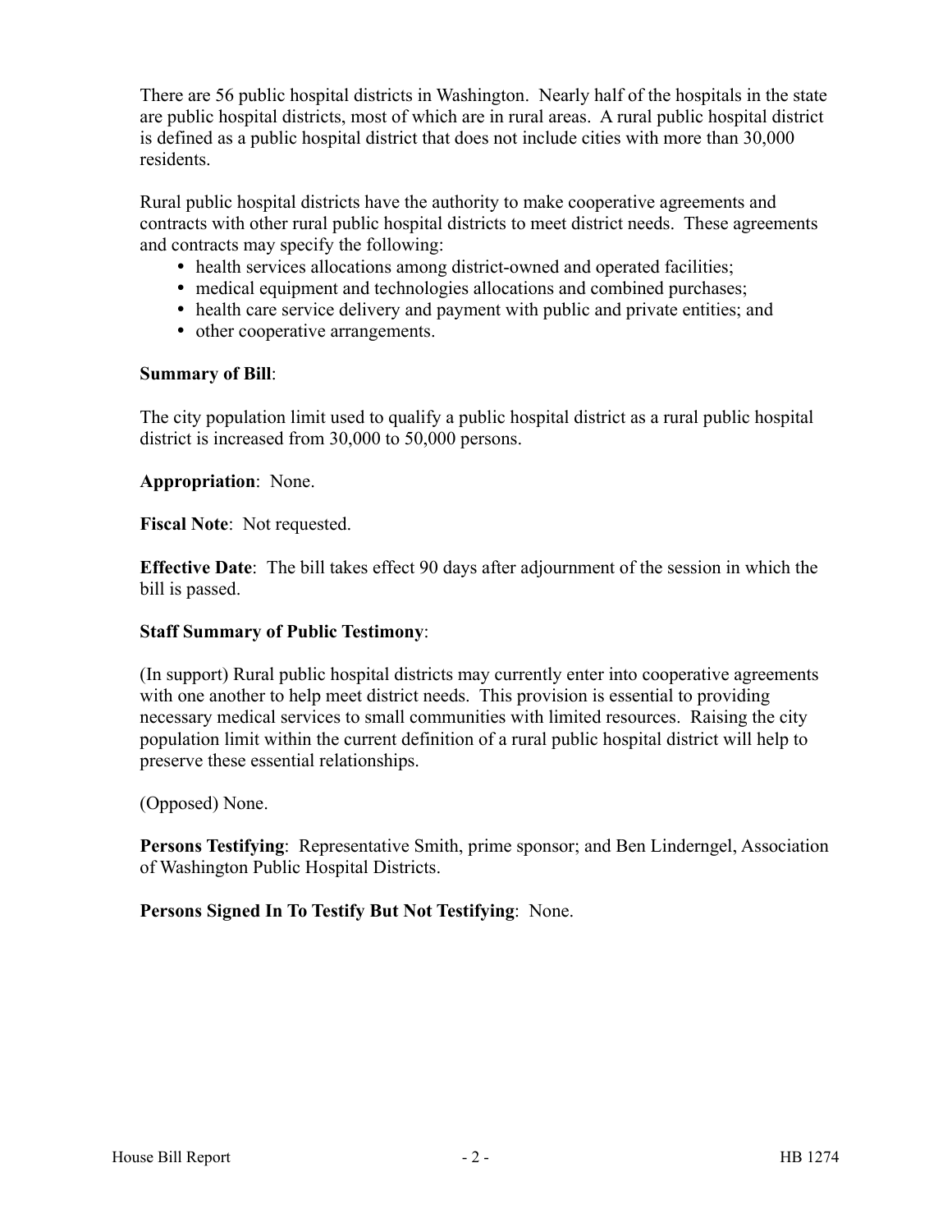There are 56 public hospital districts in Washington. Nearly half of the hospitals in the state are public hospital districts, most of which are in rural areas. A rural public hospital district is defined as a public hospital district that does not include cities with more than 30,000 residents.

Rural public hospital districts have the authority to make cooperative agreements and contracts with other rural public hospital districts to meet district needs. These agreements and contracts may specify the following:

- health services allocations among district-owned and operated facilities;
- medical equipment and technologies allocations and combined purchases;
- health care service delivery and payment with public and private entities; and
- other cooperative arrangements.

**Summary of Bill**:

The city population limit used to qualify a public hospital district as a rural public hospital district is increased from 30,000 to 50,000 persons.

**Appropriation**: None.

**Fiscal Note**: Not requested.

**Effective Date**: The bill takes effect 90 days after adjournment of the session in which the bill is passed.

**Staff Summary of Public Testimony**:

(In support) Rural public hospital districts may currently enter into cooperative agreements with one another to help meet district needs. This provision is essential to providing necessary medical services to small communities with limited resources. Raising the city population limit within the current definition of a rural public hospital district will help to preserve these essential relationships.

(Opposed) None.

**Persons Testifying**: Representative Smith, prime sponsor; and Ben Linderngel, Association of Washington Public Hospital Districts.

**Persons Signed In To Testify But Not Testifying**: None.